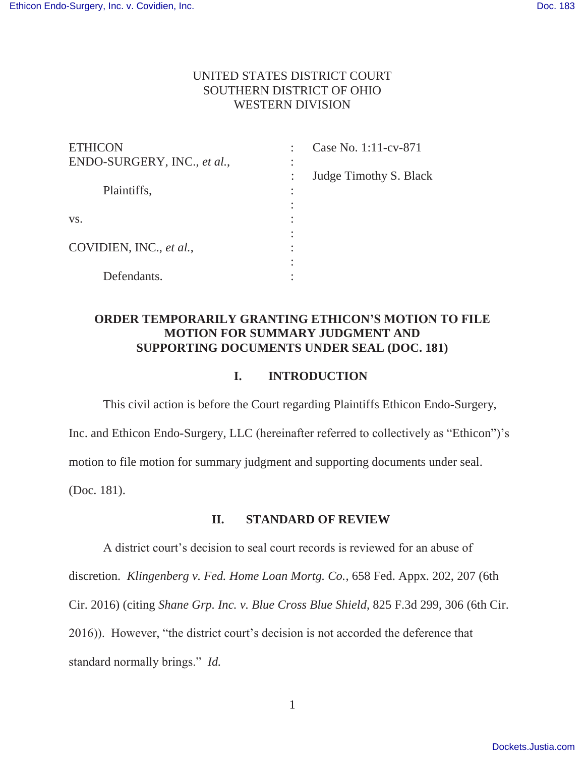UNITED STATES DISTRICT COURT
SOUTHERN DISTRICT OF OHIO
WESTERN DIVISION

| | | |
|---|---|---|
| ETHICON ENDO-SURGERY, INC., *et al.*, | : | Case No. 1:11-cv-871 |
| | : | |
| Plaintiffs, | : | Judge Timothy S. Black |
| | : | |
| vs. | : | |
| | : | |
| COVIDIEN, INC., *et al.*, | : | |
| | : | |
| Defendants. | : | |

**ORDER TEMPORARILY GRANTING ETHICON'S MOTION TO FILE MOTION FOR SUMMARY JUDGMENT AND SUPPORTING DOCUMENTS UNDER SEAL (DOC. 181)**

## I. INTRODUCTION

This civil action is before the Court regarding Plaintiffs Ethicon Endo-Surgery, Inc. and Ethicon Endo-Surgery, LLC (hereinafter referred to collectively as "Ethicon")'s motion to file motion for summary judgment and supporting documents under seal. (Doc. 181).

## II. STANDARD OF REVIEW

A district court's decision to seal court records is reviewed for an abuse of discretion. *Klingenberg v. Fed. Home Loan Mortg. Co.*, 658 Fed. Appx. 202, 207 (6th Cir. 2016) (citing *Shane Grp. Inc. v. Blue Cross Blue Shield*, 825 F.3d 299, 306 (6th Cir. 2016)). However, "the district court's decision is not accorded the deference that standard normally brings." *Id.*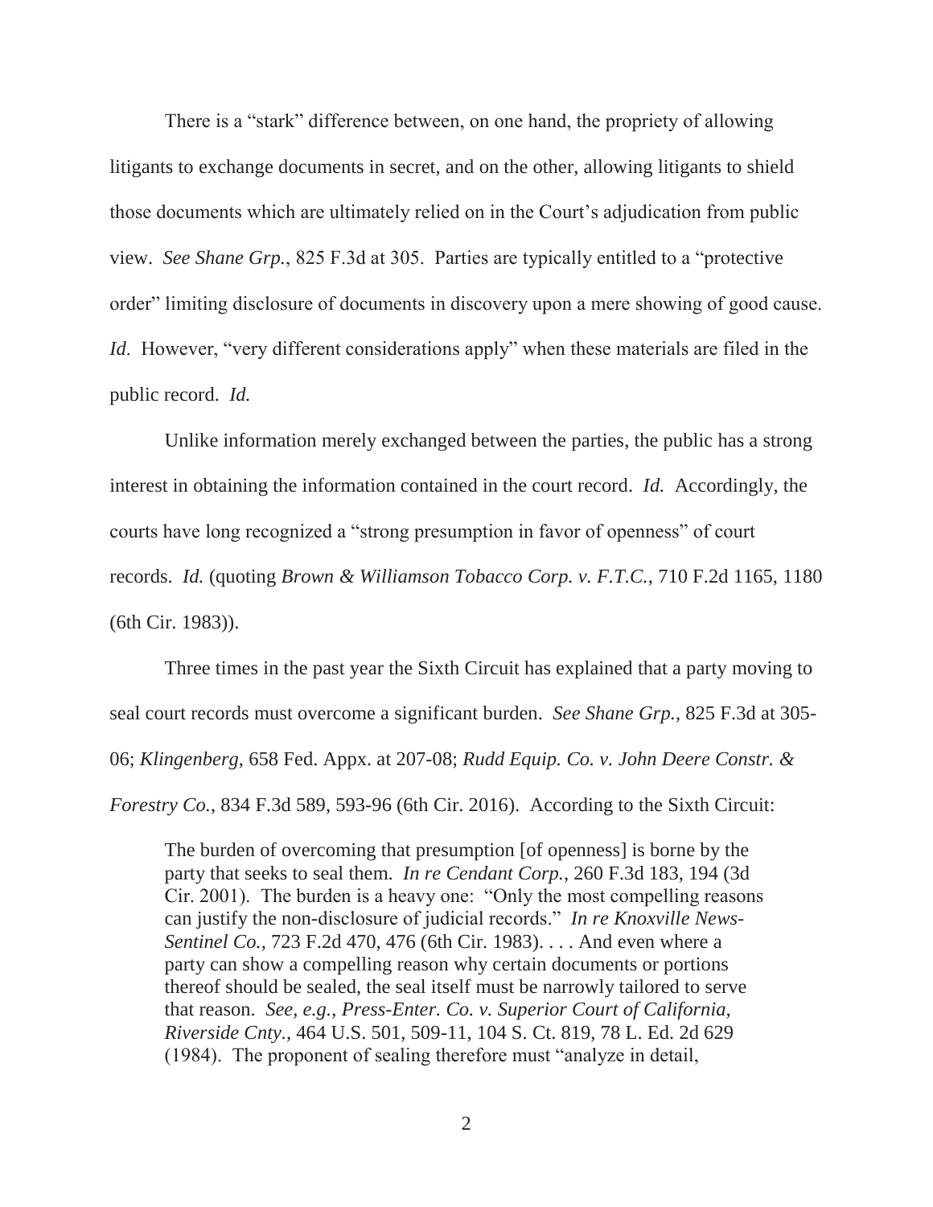There is a "stark" difference between, on one hand, the propriety of allowing litigants to exchange documents in secret, and on the other, allowing litigants to shield those documents which are ultimately relied on in the Court's adjudication from public view. *See Shane Grp.*, 825 F.3d at 305. Parties are typically entitled to a "protective order" limiting disclosure of documents in discovery upon a mere showing of good cause. *Id*. However, "very different considerations apply" when these materials are filed in the public record. *Id.*

Unlike information merely exchanged between the parties, the public has a strong interest in obtaining the information contained in the court record. *Id.* Accordingly, the courts have long recognized a "strong presumption in favor of openness" of court records. *Id.* (quoting *Brown & Williamson Tobacco Corp. v. F.T.C.*, 710 F.2d 1165, 1180 (6th Cir. 1983)).

Three times in the past year the Sixth Circuit has explained that a party moving to seal court records must overcome a significant burden. *See Shane Grp.*, 825 F.3d at 305-06; *Klingenberg*, 658 Fed. Appx. at 207-08; *Rudd Equip. Co. v. John Deere Constr. & Forestry Co.*, 834 F.3d 589, 593-96 (6th Cir. 2016). According to the Sixth Circuit:

> The burden of overcoming that presumption [of openness] is borne by the party that seeks to seal them. *In re Cendant Corp.*, 260 F.3d 183, 194 (3d Cir. 2001). The burden is a heavy one: "Only the most compelling reasons can justify the non-disclosure of judicial records." *In re Knoxville News-Sentinel Co.*, 723 F.2d 470, 476 (6th Cir. 1983). . . . And even where a party can show a compelling reason why certain documents or portions thereof should be sealed, the seal itself must be narrowly tailored to serve that reason. *See, e.g.*, *Press-Enter. Co. v. Superior Court of California, Riverside Cnty.*, 464 U.S. 501, 509-11, 104 S. Ct. 819, 78 L. Ed. 2d 629 (1984). The proponent of sealing therefore must "analyze in detail,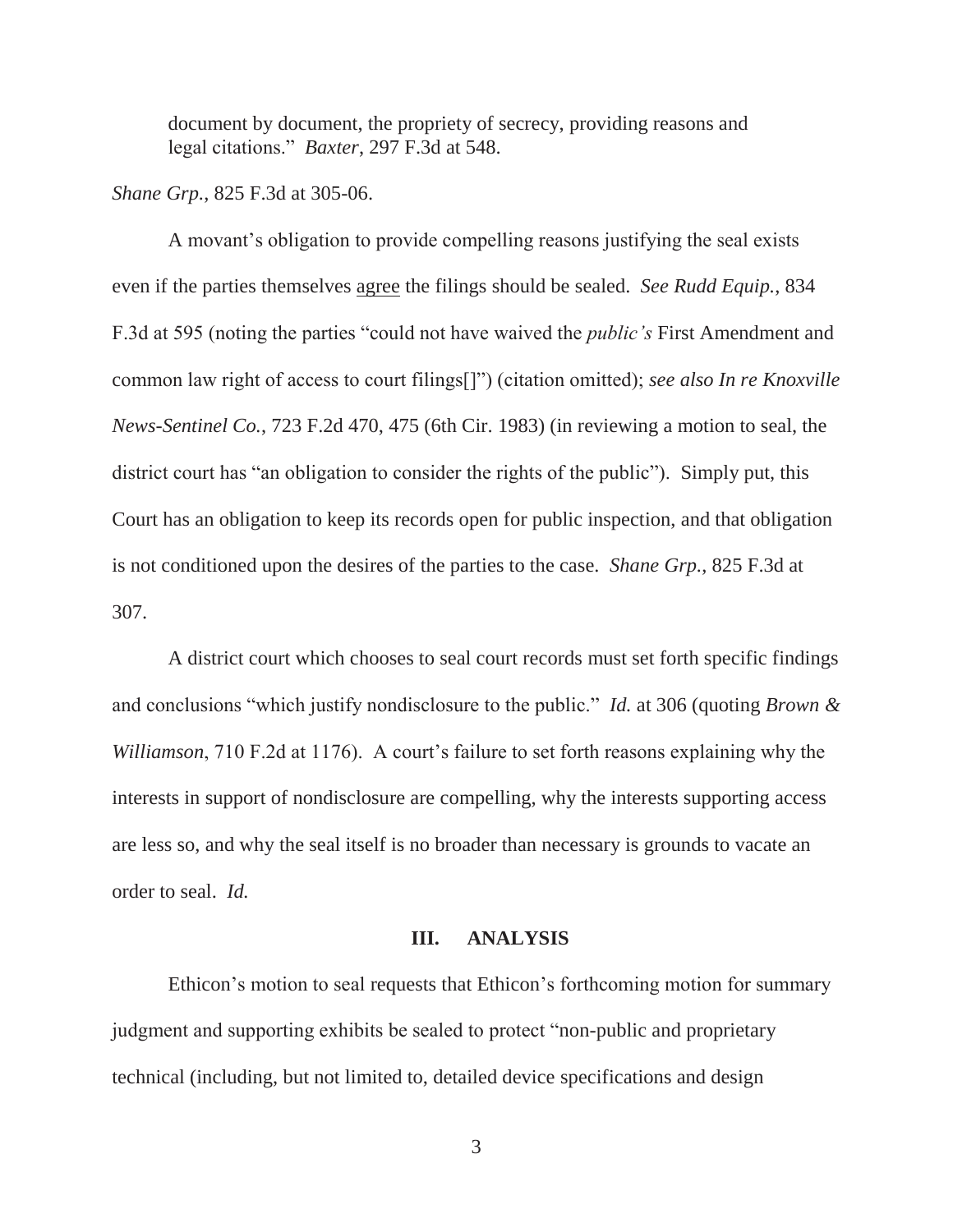document by document, the propriety of secrecy, providing reasons and legal citations." *Baxter*, 297 F.3d at 548.

*Shane Grp.*, 825 F.3d at 305-06.

A movant's obligation to provide compelling reasons justifying the seal exists even if the parties themselves agree the filings should be sealed. *See Rudd Equip.*, 834 F.3d at 595 (noting the parties "could not have waived the *public's* First Amendment and common law right of access to court filings[]") (citation omitted); *see also In re Knoxville News-Sentinel Co.*, 723 F.2d 470, 475 (6th Cir. 1983) (in reviewing a motion to seal, the district court has "an obligation to consider the rights of the public"). Simply put, this Court has an obligation to keep its records open for public inspection, and that obligation is not conditioned upon the desires of the parties to the case. *Shane Grp.*, 825 F.3d at 307.

A district court which chooses to seal court records must set forth specific findings and conclusions "which justify nondisclosure to the public." *Id.* at 306 (quoting *Brown & Williamson*, 710 F.2d at 1176). A court's failure to set forth reasons explaining why the interests in support of nondisclosure are compelling, why the interests supporting access are less so, and why the seal itself is no broader than necessary is grounds to vacate an order to seal. *Id.*

## III. ANALYSIS

Ethicon's motion to seal requests that Ethicon's forthcoming motion for summary judgment and supporting exhibits be sealed to protect "non-public and proprietary technical (including, but not limited to, detailed device specifications and design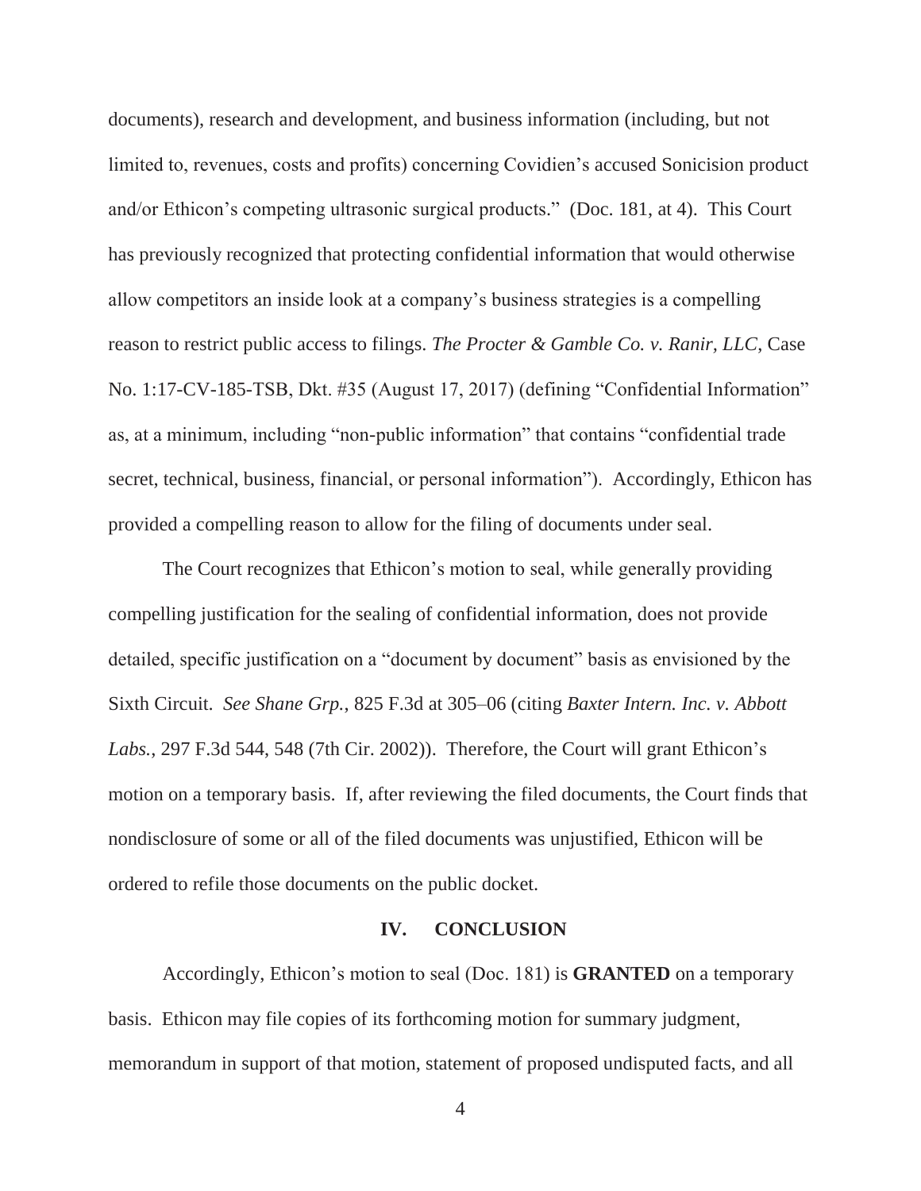documents), research and development, and business information (including, but not limited to, revenues, costs and profits) concerning Covidien's accused Sonicision product and/or Ethicon's competing ultrasonic surgical products." (Doc. 181, at 4). This Court has previously recognized that protecting confidential information that would otherwise allow competitors an inside look at a company's business strategies is a compelling reason to restrict public access to filings. *The Procter & Gamble Co. v. Ranir, LLC*, Case No. 1:17-CV-185-TSB, Dkt. #35 (August 17, 2017) (defining "Confidential Information" as, at a minimum, including "non-public information" that contains "confidential trade secret, technical, business, financial, or personal information"). Accordingly, Ethicon has provided a compelling reason to allow for the filing of documents under seal.

The Court recognizes that Ethicon's motion to seal, while generally providing compelling justification for the sealing of confidential information, does not provide detailed, specific justification on a "document by document" basis as envisioned by the Sixth Circuit. *See Shane Grp.*, 825 F.3d at 305–06 (citing *Baxter Intern. Inc. v. Abbott Labs.*, 297 F.3d 544, 548 (7th Cir. 2002)). Therefore, the Court will grant Ethicon's motion on a temporary basis. If, after reviewing the filed documents, the Court finds that nondisclosure of some or all of the filed documents was unjustified, Ethicon will be ordered to refile those documents on the public docket.

## IV. CONCLUSION

Accordingly, Ethicon's motion to seal (Doc. 181) is **GRANTED** on a temporary basis. Ethicon may file copies of its forthcoming motion for summary judgment, memorandum in support of that motion, statement of proposed undisputed facts, and all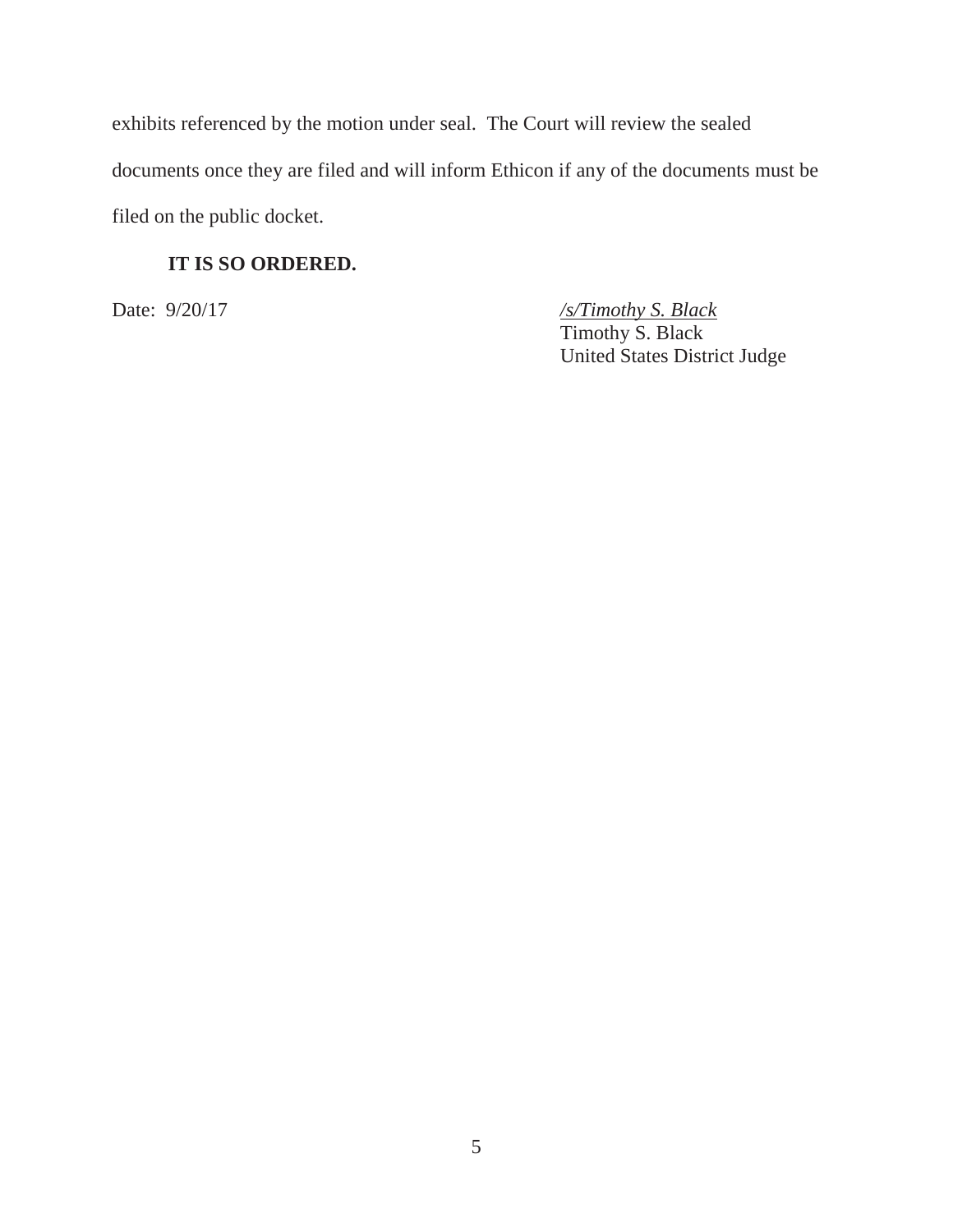exhibits referenced by the motion under seal. The Court will review the sealed documents once they are filed and will inform Ethicon if any of the documents must be filed on the public docket.

**IT IS SO ORDERED.**

Date: 9/20/17

*/s/Timothy S. Black*
Timothy S. Black
United States District Judge